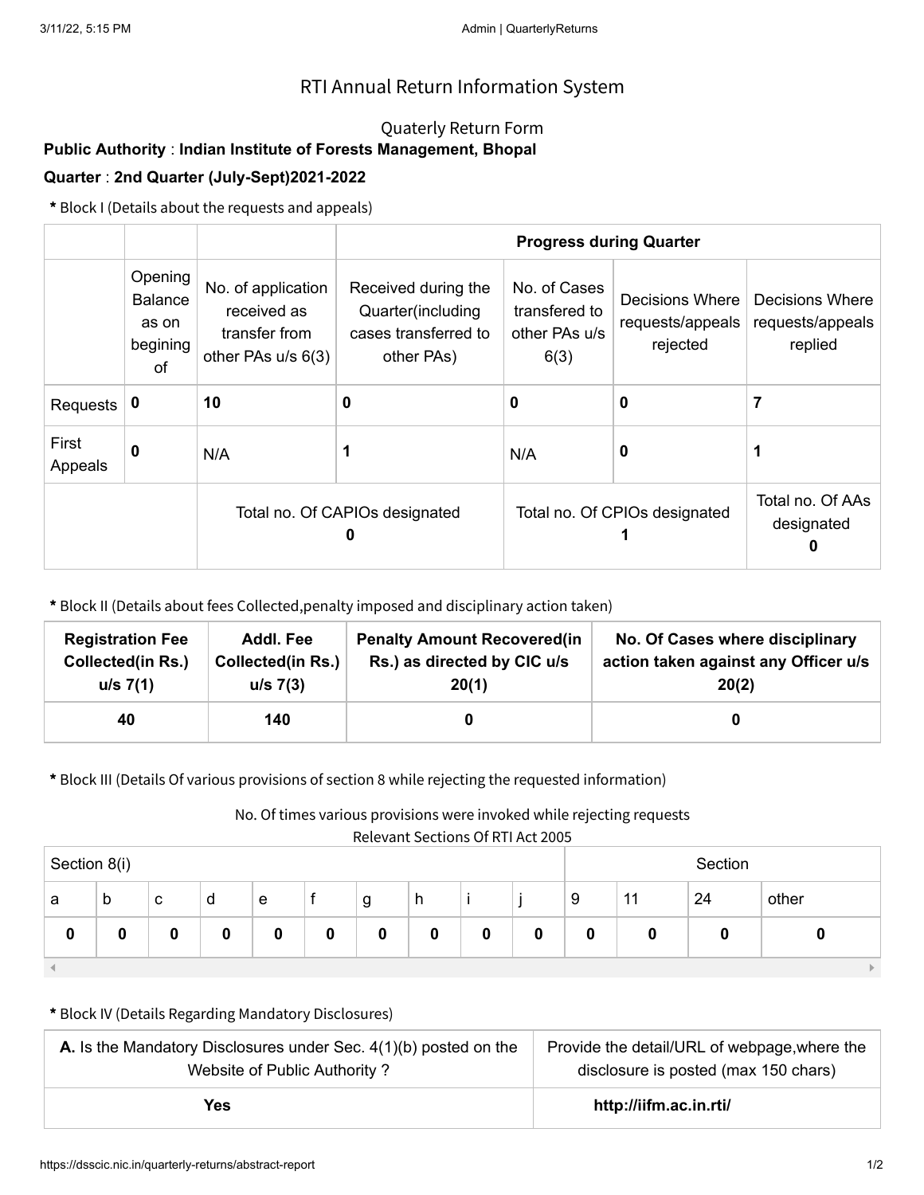# RTI Annual Return Information System

## Quaterly Return Form

**Public Authority** : **Indian Institute of Forests Management, Bhopal**

**Quarter** : **2nd Quarter (July-Sept)2021-2022**

**\*** Block I (Details about the requests and appeals)

| | | | Progress during Quarter | | | |
|---|---|---|---|---|---|---|
| | Opening Balance as on begining of | No. of application received as transfer from other PAs u/s 6(3) | Received during the Quarter(including cases transferred to other PAs) | No. of Cases transfered to other PAs u/s 6(3) | Decisions Where requests/appeals rejected | Decisions Where requests/appeals replied |
| Requests | **0** | **10** | **0** | **0** | **0** | **7** |
| First Appeals | **0** | N/A | **1** | N/A | **0** | **1** |
| | | Total no. Of CAPIOs designated **0** | | Total no. Of CPIOs designated **1** | | Total no. Of AAs designated **0** |

**\*** Block II (Details about fees Collected,penalty imposed and disciplinary action taken)

| Registration Fee Collected(in Rs.) u/s 7(1) | Addl. Fee Collected(in Rs.) u/s 7(3) | Penalty Amount Recovered(in Rs.) as directed by CIC u/s 20(1) | No. Of Cases where disciplinary action taken against any Officer u/s 20(2) |
|---|---|---|---|
| 40 | 140 | 0 | 0 |

**\*** Block III (Details Of various provisions of section 8 while rejecting the requested information)

No. Of times various provisions were invoked while rejecting requests

Relevant Sections Of RTI Act 2005

| Section 8(i) | | | | | | | | | | Section | | | |
|---|---|---|---|---|---|---|---|---|---|---|---|---|---|
| a | b | c | d | e | f | g | h | i | j | 9 | 11 | 24 | other |
| **0** | **0** | **0** | **0** | **0** | **0** | **0** | **0** | **0** | **0** | **0** | **0** | **0** | **0** |

**\*** Block IV (Details Regarding Mandatory Disclosures)

| **A.** Is the Mandatory Disclosures under Sec. 4(1)(b) posted on the Website of Public Authority ? | Provide the detail/URL of webpage,where the disclosure is posted (max 150 chars) |
|---|---|
| **Yes** | **http://iifm.ac.in.rti/** |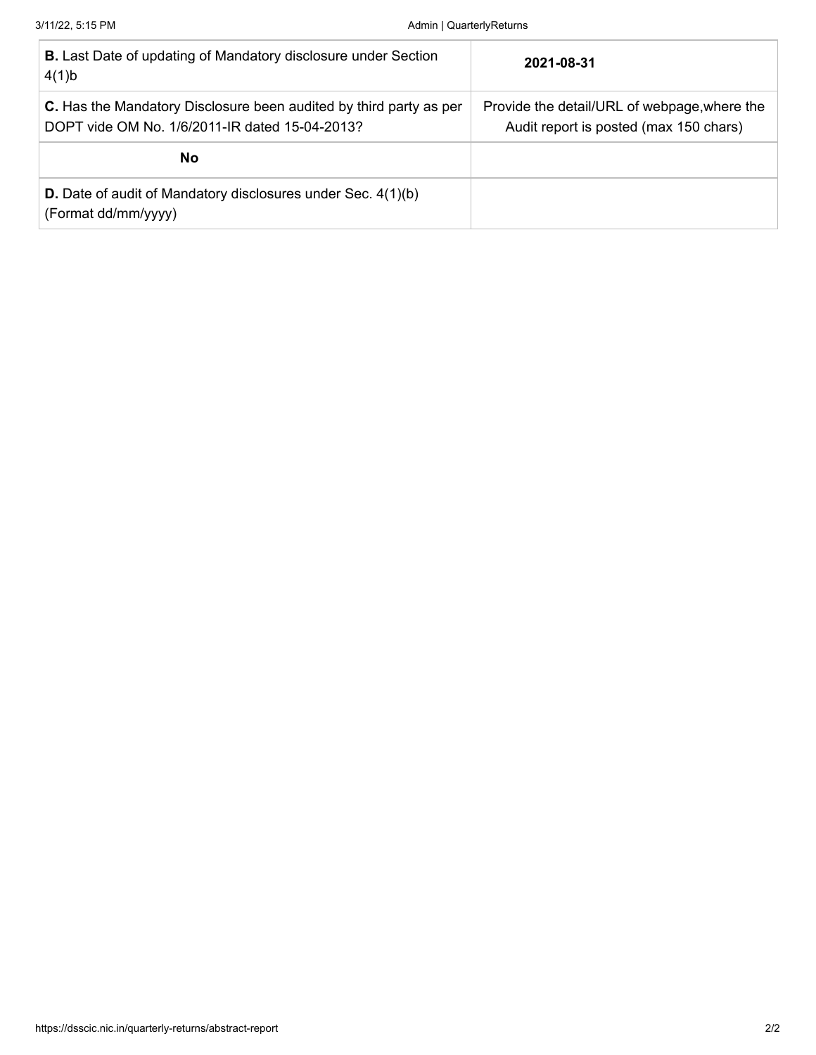| | |
|---|---|
| **B.** Last Date of updating of Mandatory disclosure under Section 4(1)b | **2021-08-31** |
| **C.** Has the Mandatory Disclosure been audited by third party as per DOPT vide OM No. 1/6/2011-IR dated 15-04-2013? | Provide the detail/URL of webpage,where the Audit report is posted (max 150 chars) |
| **No** | |
| **D.** Date of audit of Mandatory disclosures under Sec. 4(1)(b) (Format dd/mm/yyyy) | |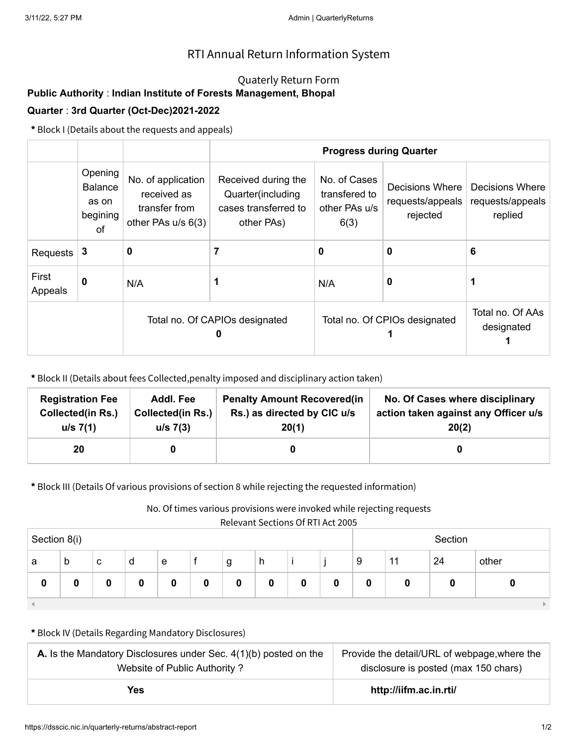# RTI Annual Return Information System

## Quaterly Return Form

**Public Authority** : **Indian Institute of Forests Management, Bhopal**

**Quarter** : **3rd Quarter (Oct-Dec)2021-2022**

**\*** Block I (Details about the requests and appeals)

| | | | **Progress during Quarter** | | | |
|---|---|---|---|---|---|---|
| | Opening Balance as on begining of | No. of application received as transfer from other PAs u/s 6(3) | Received during the Quarter(including cases transferred to other PAs) | No. of Cases transfered to other PAs u/s 6(3) | Decisions Where requests/appeals rejected | Decisions Where requests/appeals replied |
| Requests | **3** | **0** | **7** | **0** | **0** | **6** |
| First Appeals | **0** | N/A | **1** | N/A | **0** | **1** |
| | Total no. Of CAPIOs designated **0** | | | Total no. Of CPIOs designated **1** | | Total no. Of AAs designated **1** |

**\*** Block II (Details about fees Collected,penalty imposed and disciplinary action taken)

| **Registration Fee Collected(in Rs.) u/s 7(1)** | **Addl. Fee Collected(in Rs.) u/s 7(3)** | **Penalty Amount Recovered(in Rs.) as directed by CIC u/s 20(1)** | **No. Of Cases where disciplinary action taken against any Officer u/s 20(2)** |
|---|---|---|---|
| **20** | **0** | **0** | **0** |

**\*** Block III (Details Of various provisions of section 8 while rejecting the requested information)

No. Of times various provisions were invoked while rejecting requests

Relevant Sections Of RTI Act 2005

| Section 8(i) | | | | | | | | | | Section | | | |
|---|---|---|---|---|---|---|---|---|---|---|---|---|---|
| a | b | c | d | e | f | g | h | i | j | 9 | 11 | 24 | other |
| **0** | **0** | **0** | **0** | **0** | **0** | **0** | **0** | **0** | **0** | **0** | **0** | **0** | **0** |

**\*** Block IV (Details Regarding Mandatory Disclosures)

| **A.** Is the Mandatory Disclosures under Sec. 4(1)(b) posted on the Website of Public Authority ? | Provide the detail/URL of webpage,where the disclosure is posted (max 150 chars) |
|---|---|
| **Yes** | **http://iifm.ac.in.rti/** |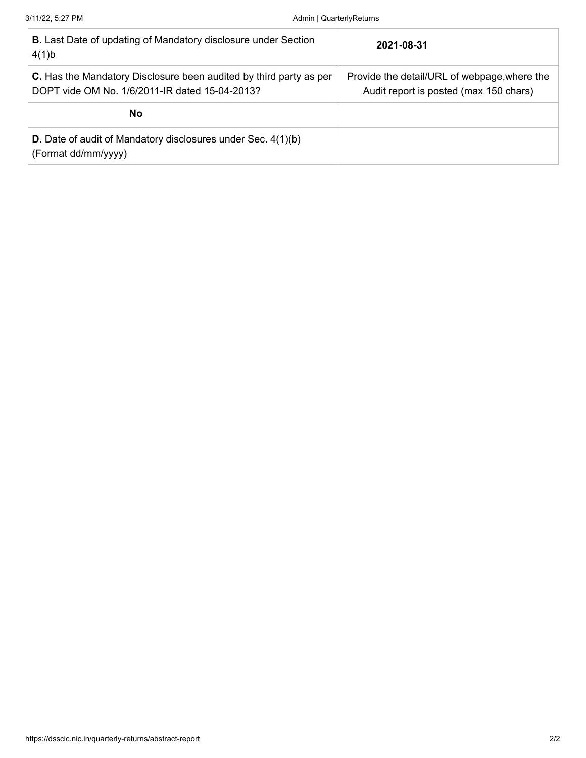| | |
|---|---|
| **B.** Last Date of updating of Mandatory disclosure under Section 4(1)b | **2021-08-31** |
| **C.** Has the Mandatory Disclosure been audited by third party as per DOPT vide OM No. 1/6/2011-IR dated 15-04-2013? | Provide the detail/URL of webpage,where the Audit report is posted (max 150 chars) |
| **No** | |
| **D.** Date of audit of Mandatory disclosures under Sec. 4(1)(b) (Format dd/mm/yyyy) | |